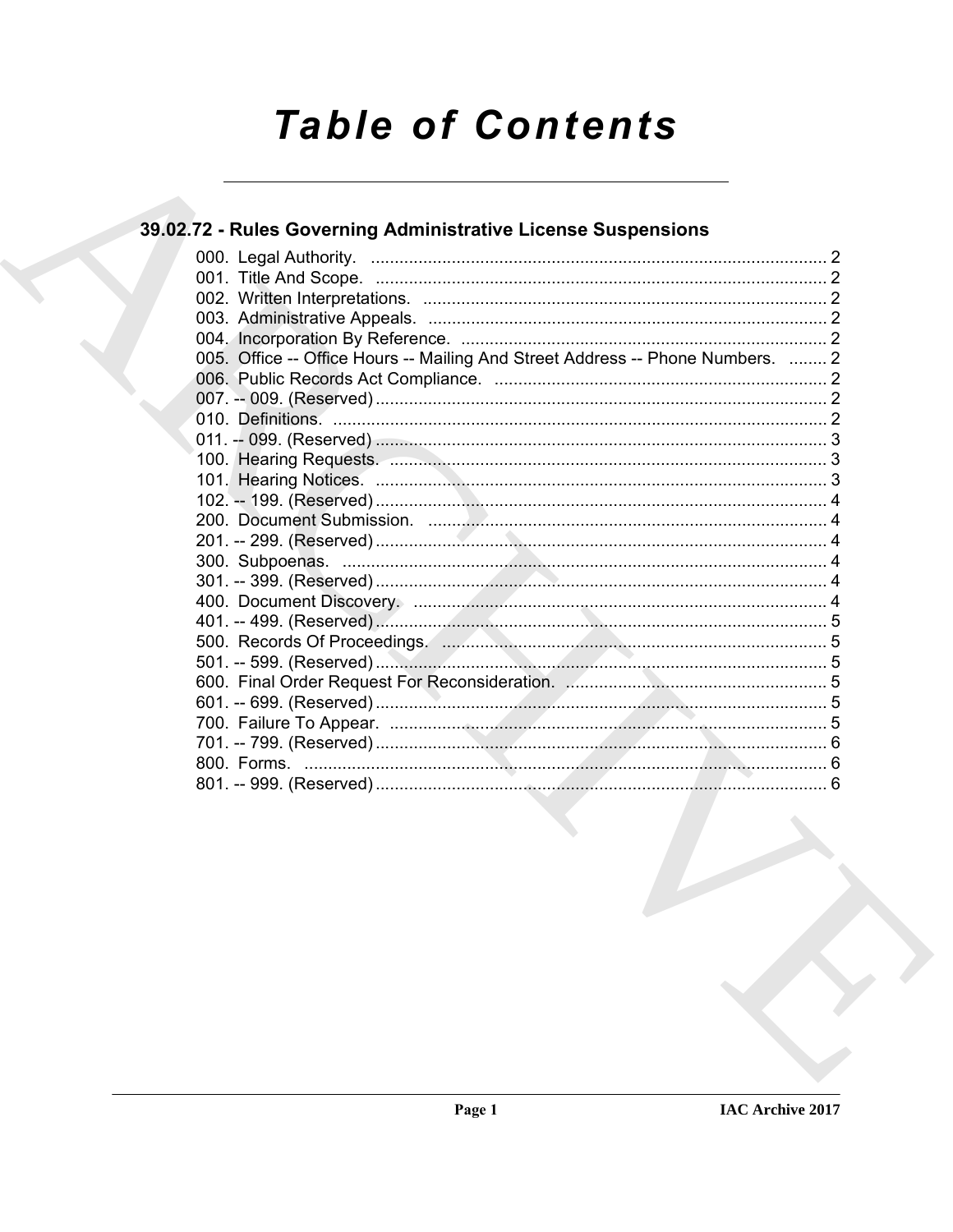# Table of Contents

## 39.02.72 - Rules Governing Administrative License Suspensions

000. Legal Authority. ..... 2
001. Title And Scope. ..... 2
002. Written Interpretations. ..... 2
003. Administrative Appeals. ..... 2
004. Incorporation By Reference. ..... 2
005. Office -- Office Hours -- Mailing And Street Address -- Phone Numbers. ..... 2
006. Public Records Act Compliance. ..... 2
007. -- 009. (Reserved) ..... 2
010. Definitions. ..... 2
011. -- 099. (Reserved) ..... 3
100. Hearing Requests. ..... 3
101. Hearing Notices. ..... 3
102. -- 199. (Reserved) ..... 4
200. Document Submission. ..... 4
201. -- 299. (Reserved) ..... 4
300. Subpoenas. ..... 4
301. -- 399. (Reserved) ..... 4
400. Document Discovery. ..... 4
401. -- 499. (Reserved) ..... 5
500. Records Of Proceedings. ..... 5
501. -- 599. (Reserved) ..... 5
600. Final Order Request For Reconsideration. ..... 5
601. -- 699. (Reserved) ..... 5
700. Failure To Appear. ..... 5
701. -- 799. (Reserved) ..... 6
800. Forms. ..... 6
801. -- 999. (Reserved) ..... 6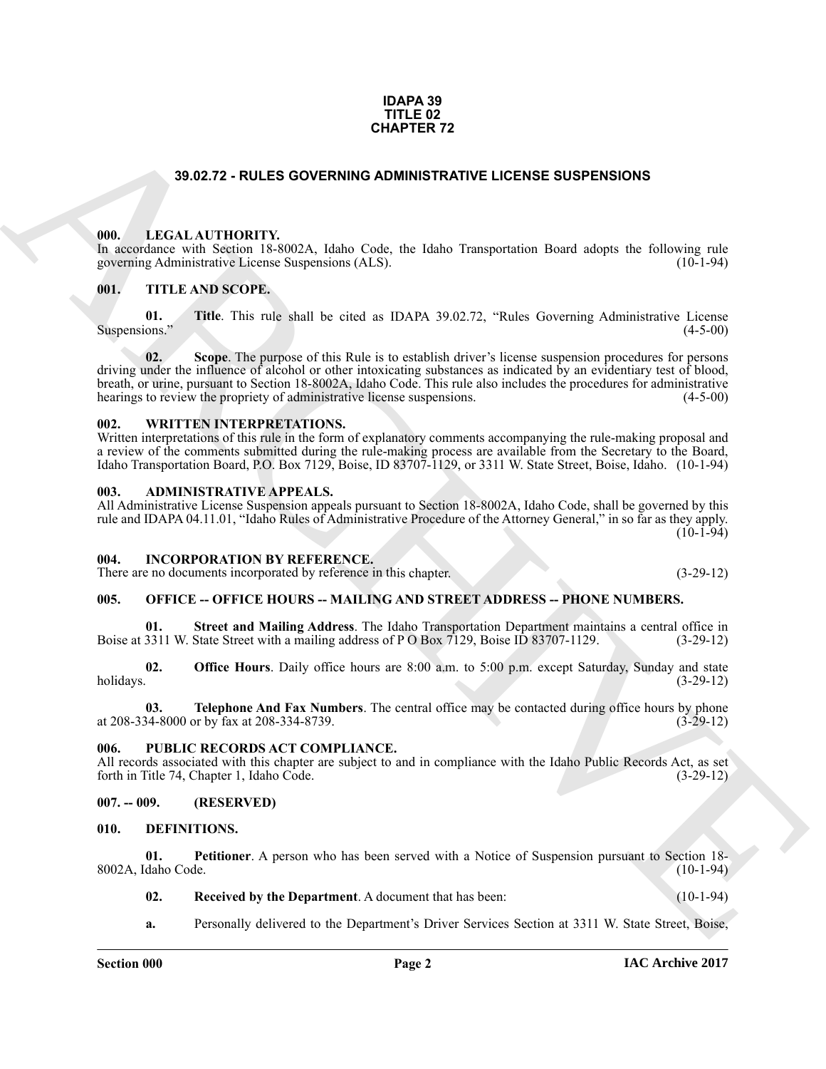**IDAPA 39**
**TITLE 02**
**CHAPTER 72**

# 39.02.72 - RULES GOVERNING ADMINISTRATIVE LICENSE SUSPENSIONS

## 000. LEGAL AUTHORITY.

In accordance with Section 18-8002A, Idaho Code, the Idaho Transportation Board adopts the following rule governing Administrative License Suspensions (ALS). (10-1-94)

## 001. TITLE AND SCOPE.

**01. Title**. This rule shall be cited as IDAPA 39.02.72, "Rules Governing Administrative License Suspensions." (4-5-00)

**02. Scope**. The purpose of this Rule is to establish driver's license suspension procedures for persons driving under the influence of alcohol or other intoxicating substances as indicated by an evidentiary test of blood, breath, or urine, pursuant to Section 18-8002A, Idaho Code. This rule also includes the procedures for administrative hearings to review the propriety of administrative license suspensions. (4-5-00)

## 002. WRITTEN INTERPRETATIONS.

Written interpretations of this rule in the form of explanatory comments accompanying the rule-making proposal and a review of the comments submitted during the rule-making process are available from the Secretary to the Board, Idaho Transportation Board, P.O. Box 7129, Boise, ID 83707-1129, or 3311 W. State Street, Boise, Idaho. (10-1-94)

## 003. ADMINISTRATIVE APPEALS.

All Administrative License Suspension appeals pursuant to Section 18-8002A, Idaho Code, shall be governed by this rule and IDAPA 04.11.01, "Idaho Rules of Administrative Procedure of the Attorney General," in so far as they apply. (10-1-94)

## 004. INCORPORATION BY REFERENCE.

There are no documents incorporated by reference in this chapter. (3-29-12)

## 005. OFFICE -- OFFICE HOURS -- MAILING AND STREET ADDRESS -- PHONE NUMBERS.

**01. Street and Mailing Address**. The Idaho Transportation Department maintains a central office in Boise at 3311 W. State Street with a mailing address of P O Box 7129, Boise ID 83707-1129. (3-29-12)

**02. Office Hours**. Daily office hours are 8:00 a.m. to 5:00 p.m. except Saturday, Sunday and state holidays. (3-29-12)

**03. Telephone And Fax Numbers**. The central office may be contacted during office hours by phone at 208-334-8000 or by fax at 208-334-8739. (3-29-12)

## 006. PUBLIC RECORDS ACT COMPLIANCE.

All records associated with this chapter are subject to and in compliance with the Idaho Public Records Act, as set forth in Title 74, Chapter 1, Idaho Code. (3-29-12)

## 007. -- 009. (RESERVED)

## 010. DEFINITIONS.

**01. Petitioner**. A person who has been served with a Notice of Suspension pursuant to Section 18-8002A, Idaho Code. (10-1-94)

**02. Received by the Department**. A document that has been: (10-1-94)

**a.** Personally delivered to the Department's Driver Services Section at 3311 W. State Street, Boise,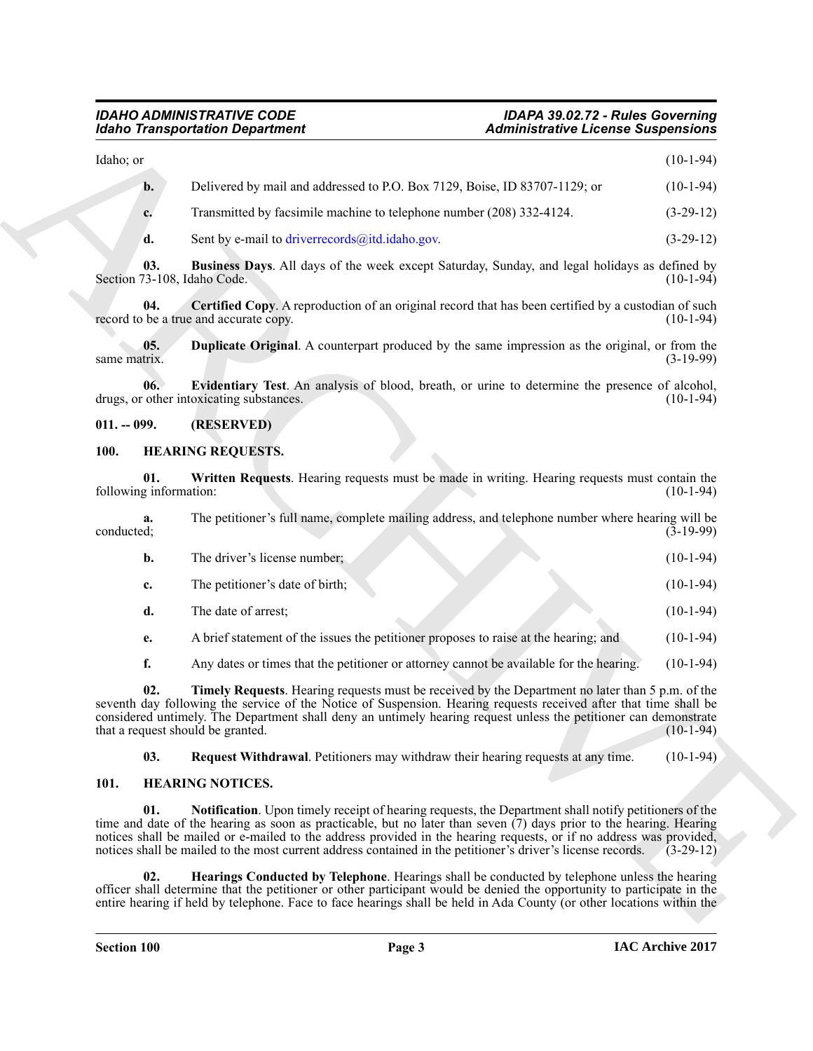Idaho; or (10-1-94)

**b.** Delivered by mail and addressed to P.O. Box 7129, Boise, ID 83707-1129; or (10-1-94)

**c.** Transmitted by facsimile machine to telephone number (208) 332-4124. (3-29-12)

**d.** Sent by e-mail to driverrecords@itd.idaho.gov. (3-29-12)

**03. Business Days**. All days of the week except Saturday, Sunday, and legal holidays as defined by Section 73-108, Idaho Code. (10-1-94)

**04. Certified Copy**. A reproduction of an original record that has been certified by a custodian of such record to be a true and accurate copy. (10-1-94)

**05. Duplicate Original**. A counterpart produced by the same impression as the original, or from the same matrix. (3-19-99)

**06. Evidentiary Test**. An analysis of blood, breath, or urine to determine the presence of alcohol, drugs, or other intoxicating substances. (10-1-94)

## 011. -- 099. (RESERVED)

## 100. HEARING REQUESTS.

**01. Written Requests**. Hearing requests must be made in writing. Hearing requests must contain the following information: (10-1-94)

**a.** The petitioner's full name, complete mailing address, and telephone number where hearing will be conducted; (3-19-99)

**b.** The driver's license number; (10-1-94)

**c.** The petitioner's date of birth; (10-1-94)

**d.** The date of arrest; (10-1-94)

**e.** A brief statement of the issues the petitioner proposes to raise at the hearing; and (10-1-94)

**f.** Any dates or times that the petitioner or attorney cannot be available for the hearing. (10-1-94)

**02. Timely Requests**. Hearing requests must be received by the Department no later than 5 p.m. of the seventh day following the service of the Notice of Suspension. Hearing requests received after that time shall be considered untimely. The Department shall deny an untimely hearing request unless the petitioner can demonstrate that a request should be granted. (10-1-94)

**03. Request Withdrawal**. Petitioners may withdraw their hearing requests at any time. (10-1-94)

## 101. HEARING NOTICES.

**01. Notification**. Upon timely receipt of hearing requests, the Department shall notify petitioners of the time and date of the hearing as soon as practicable, but no later than seven (7) days prior to the hearing. Hearing notices shall be mailed or e-mailed to the address provided in the hearing requests, or if no address was provided, notices shall be mailed to the most current address contained in the petitioner's driver's license records. (3-29-12)

**02. Hearings Conducted by Telephone**. Hearings shall be conducted by telephone unless the hearing officer shall determine that the petitioner or other participant would be denied the opportunity to participate in the entire hearing if held by telephone. Face to face hearings shall be held in Ada County (or other locations within the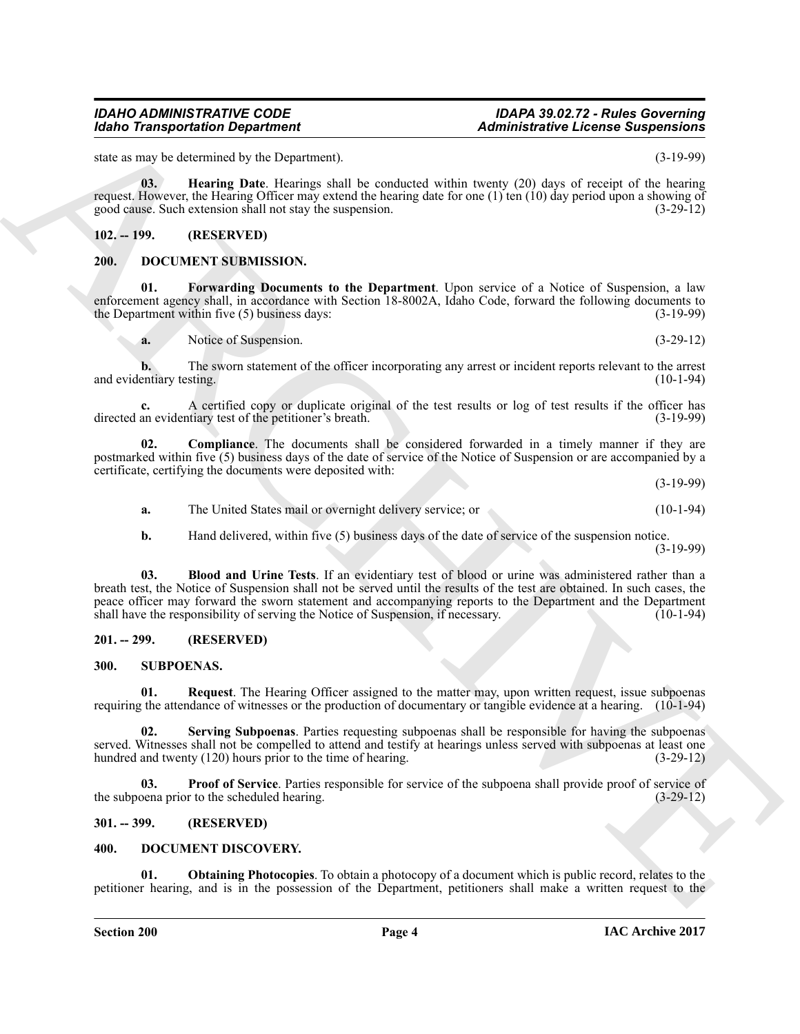state as may be determined by the Department). (3-19-99)

**03. Hearing Date**. Hearings shall be conducted within twenty (20) days of receipt of the hearing request. However, the Hearing Officer may extend the hearing date for one (1) ten (10) day period upon a showing of good cause. Such extension shall not stay the suspension. (3-29-12)

## 102. -- 199. (RESERVED)

## 200. DOCUMENT SUBMISSION.

**01. Forwarding Documents to the Department**. Upon service of a Notice of Suspension, a law enforcement agency shall, in accordance with Section 18-8002A, Idaho Code, forward the following documents to the Department within five (5) business days: (3-19-99)

**a.** Notice of Suspension. (3-29-12)

**b.** The sworn statement of the officer incorporating any arrest or incident reports relevant to the arrest and evidentiary testing. (10-1-94)

**c.** A certified copy or duplicate original of the test results or log of test results if the officer has directed an evidentiary test of the petitioner's breath. (3-19-99)

**02. Compliance**. The documents shall be considered forwarded in a timely manner if they are postmarked within five (5) business days of the date of service of the Notice of Suspension or are accompanied by a certificate, certifying the documents were deposited with: (3-19-99)

**a.** The United States mail or overnight delivery service; or (10-1-94)

**b.** Hand delivered, within five (5) business days of the date of service of the suspension notice. (3-19-99)

**03. Blood and Urine Tests**. If an evidentiary test of blood or urine was administered rather than a breath test, the Notice of Suspension shall not be served until the results of the test are obtained. In such cases, the peace officer may forward the sworn statement and accompanying reports to the Department and the Department shall have the responsibility of serving the Notice of Suspension, if necessary. (10-1-94)

## 201. -- 299. (RESERVED)

## 300. SUBPOENAS.

**01. Request**. The Hearing Officer assigned to the matter may, upon written request, issue subpoenas requiring the attendance of witnesses or the production of documentary or tangible evidence at a hearing. (10-1-94)

**02. Serving Subpoenas**. Parties requesting subpoenas shall be responsible for having the subpoenas served. Witnesses shall not be compelled to attend and testify at hearings unless served with subpoenas at least one hundred and twenty (120) hours prior to the time of hearing. (3-29-12)

**03. Proof of Service**. Parties responsible for service of the subpoena shall provide proof of service of the subpoena prior to the scheduled hearing. (3-29-12)

## 301. -- 399. (RESERVED)

## 400. DOCUMENT DISCOVERY.

**01. Obtaining Photocopies**. To obtain a photocopy of a document which is public record, relates to the petitioner hearing, and is in the possession of the Department, petitioners shall make a written request to the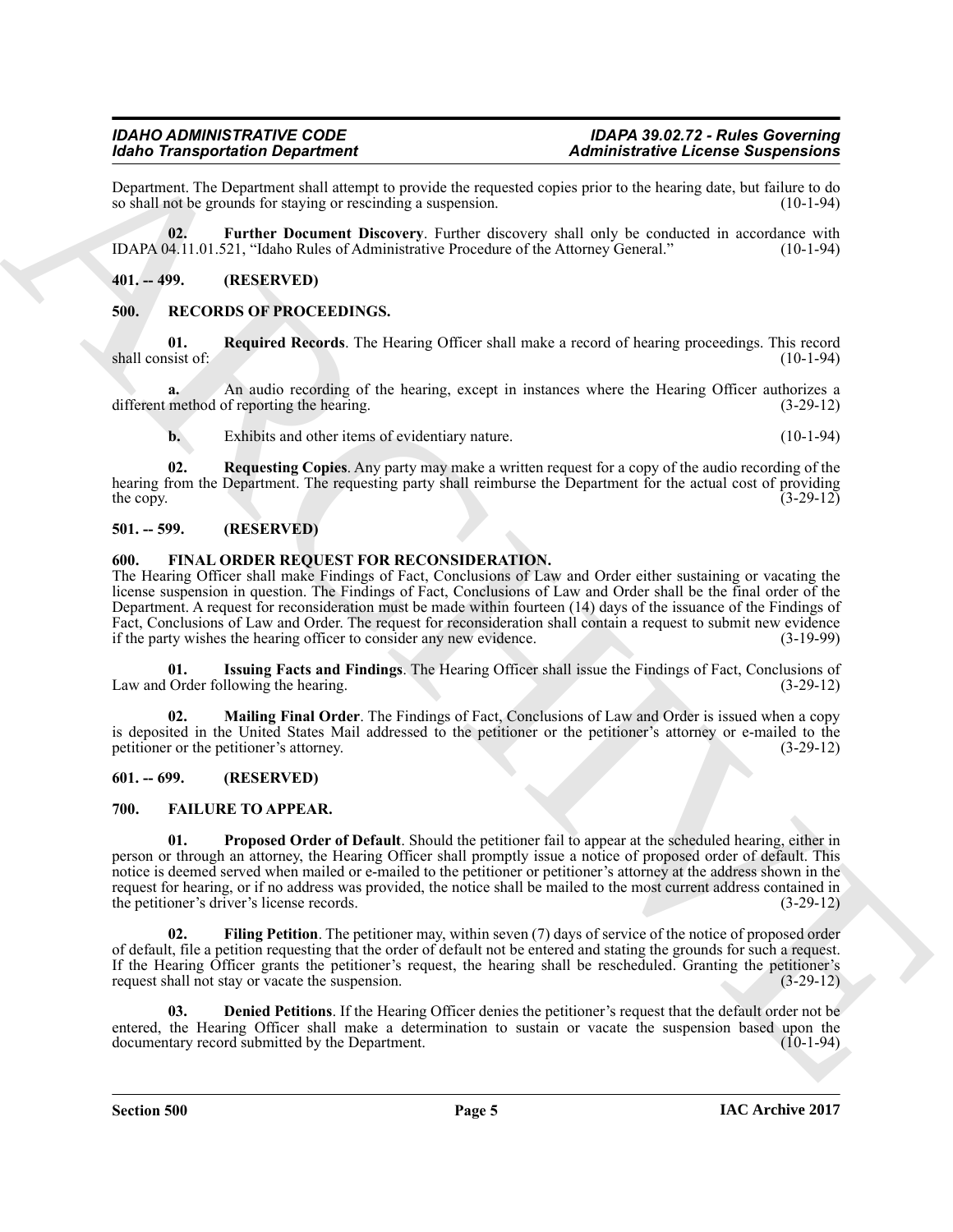Department. The Department shall attempt to provide the requested copies prior to the hearing date, but failure to do so shall not be grounds for staying or rescinding a suspension. (10-1-94)

**02. Further Document Discovery**. Further discovery shall only be conducted in accordance with IDAPA 04.11.01.521, "Idaho Rules of Administrative Procedure of the Attorney General." (10-1-94)

## 401. -- 499. (RESERVED)

## 500. RECORDS OF PROCEEDINGS.

**01. Required Records**. The Hearing Officer shall make a record of hearing proceedings. This record shall consist of: (10-1-94)

**a.** An audio recording of the hearing, except in instances where the Hearing Officer authorizes a different method of reporting the hearing. (3-29-12)

**b.** Exhibits and other items of evidentiary nature. (10-1-94)

**02. Requesting Copies**. Any party may make a written request for a copy of the audio recording of the hearing from the Department. The requesting party shall reimburse the Department for the actual cost of providing the copy. (3-29-12)

## 501. -- 599. (RESERVED)

## 600. FINAL ORDER REQUEST FOR RECONSIDERATION.

The Hearing Officer shall make Findings of Fact, Conclusions of Law and Order either sustaining or vacating the license suspension in question. The Findings of Fact, Conclusions of Law and Order shall be the final order of the Department. A request for reconsideration must be made within fourteen (14) days of the issuance of the Findings of Fact, Conclusions of Law and Order. The request for reconsideration shall contain a request to submit new evidence if the party wishes the hearing officer to consider any new evidence. (3-19-99)

**01. Issuing Facts and Findings**. The Hearing Officer shall issue the Findings of Fact, Conclusions of Law and Order following the hearing. (3-29-12)

**02. Mailing Final Order**. The Findings of Fact, Conclusions of Law and Order is issued when a copy is deposited in the United States Mail addressed to the petitioner or the petitioner's attorney or e-mailed to the petitioner or the petitioner's attorney. (3-29-12)

## 601. -- 699. (RESERVED)

## 700. FAILURE TO APPEAR.

**01. Proposed Order of Default**. Should the petitioner fail to appear at the scheduled hearing, either in person or through an attorney, the Hearing Officer shall promptly issue a notice of proposed order of default. This notice is deemed served when mailed or e-mailed to the petitioner or petitioner's attorney at the address shown in the request for hearing, or if no address was provided, the notice shall be mailed to the most current address contained in the petitioner's driver's license records. (3-29-12)

**02. Filing Petition**. The petitioner may, within seven (7) days of service of the notice of proposed order of default, file a petition requesting that the order of default not be entered and stating the grounds for such a request. If the Hearing Officer grants the petitioner's request, the hearing shall be rescheduled. Granting the petitioner's request shall not stay or vacate the suspension. (3-29-12)

**03. Denied Petitions**. If the Hearing Officer denies the petitioner's request that the default order not be entered, the Hearing Officer shall make a determination to sustain or vacate the suspension based upon the documentary record submitted by the Department. (10-1-94)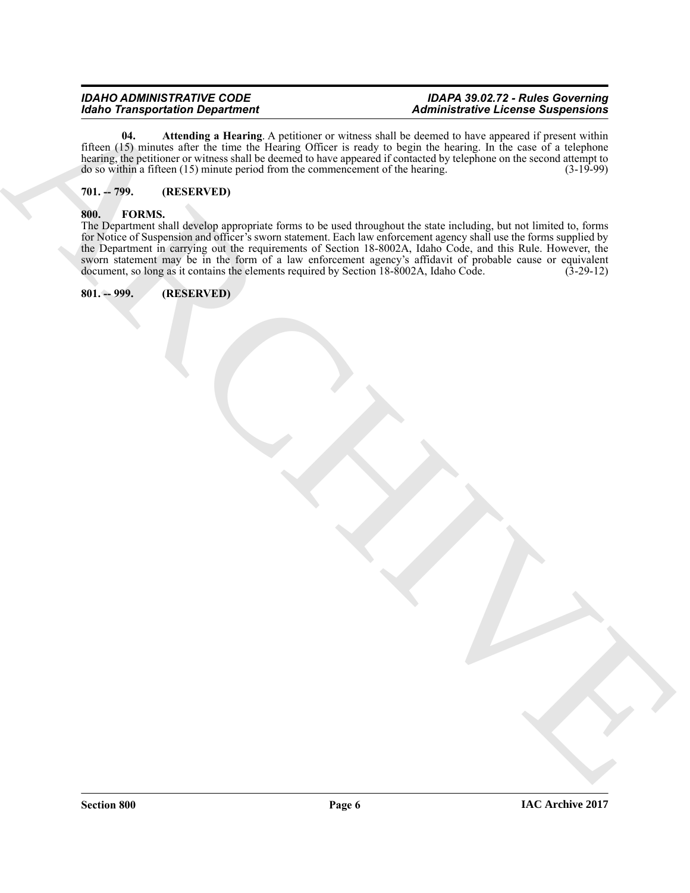**04. Attending a Hearing**. A petitioner or witness shall be deemed to have appeared if present within fifteen (15) minutes after the time the Hearing Officer is ready to begin the hearing. In the case of a telephone hearing, the petitioner or witness shall be deemed to have appeared if contacted by telephone on the second attempt to do so within a fifteen (15) minute period from the commencement of the hearing. (3-19-99)

## 701. -- 799. (RESERVED)

## 800. FORMS.

The Department shall develop appropriate forms to be used throughout the state including, but not limited to, forms for Notice of Suspension and officer's sworn statement. Each law enforcement agency shall use the forms supplied by the Department in carrying out the requirements of Section 18-8002A, Idaho Code, and this Rule. However, the sworn statement may be in the form of a law enforcement agency's affidavit of probable cause or equivalent document, so long as it contains the elements required by Section 18-8002A, Idaho Code. (3-29-12)

## 801. -- 999. (RESERVED)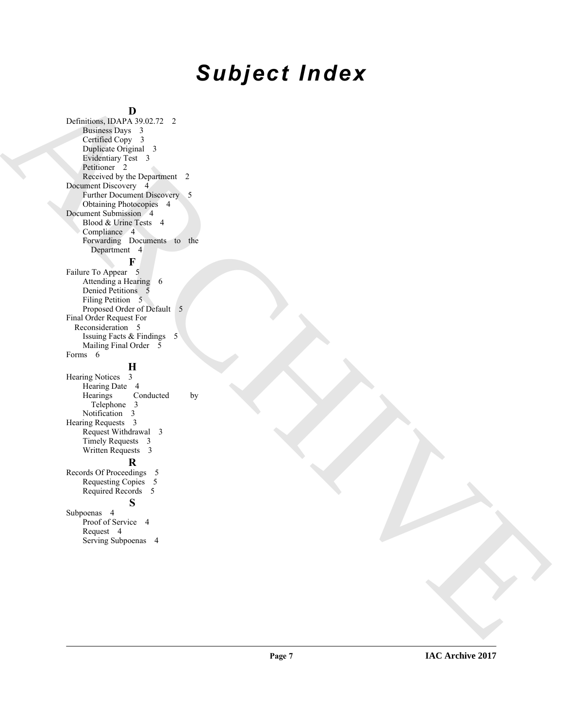# *Subject Index*

**D**

Definitions, IDAPA 39.02.72 2
- Business Days 3
- Certified Copy 3
- Duplicate Original 3
- Evidentiary Test 3
- Petitioner 2
- Received by the Department 2

Document Discovery 4
- Further Document Discovery 5
- Obtaining Photocopies 4

Document Submission 4
- Blood & Urine Tests 4
- Compliance 4
- Forwarding Documents to the Department 4

**F**

Failure To Appear 5
- Attending a Hearing 6
- Denied Petitions 5
- Filing Petition 5
- Proposed Order of Default 5

Final Order Request For Reconsideration 5
- Issuing Facts & Findings 5
- Mailing Final Order 5

Forms 6

**H**

Hearing Notices 3
- Hearing Date 4
- Hearings Conducted by Telephone 3
- Notification 3

Hearing Requests 3
- Request Withdrawal 3
- Timely Requests 3
- Written Requests 3

**R**

Records Of Proceedings 5
- Requesting Copies 5
- Required Records 5

**S**

Subpoenas 4
- Proof of Service 4
- Request 4
- Serving Subpoenas 4